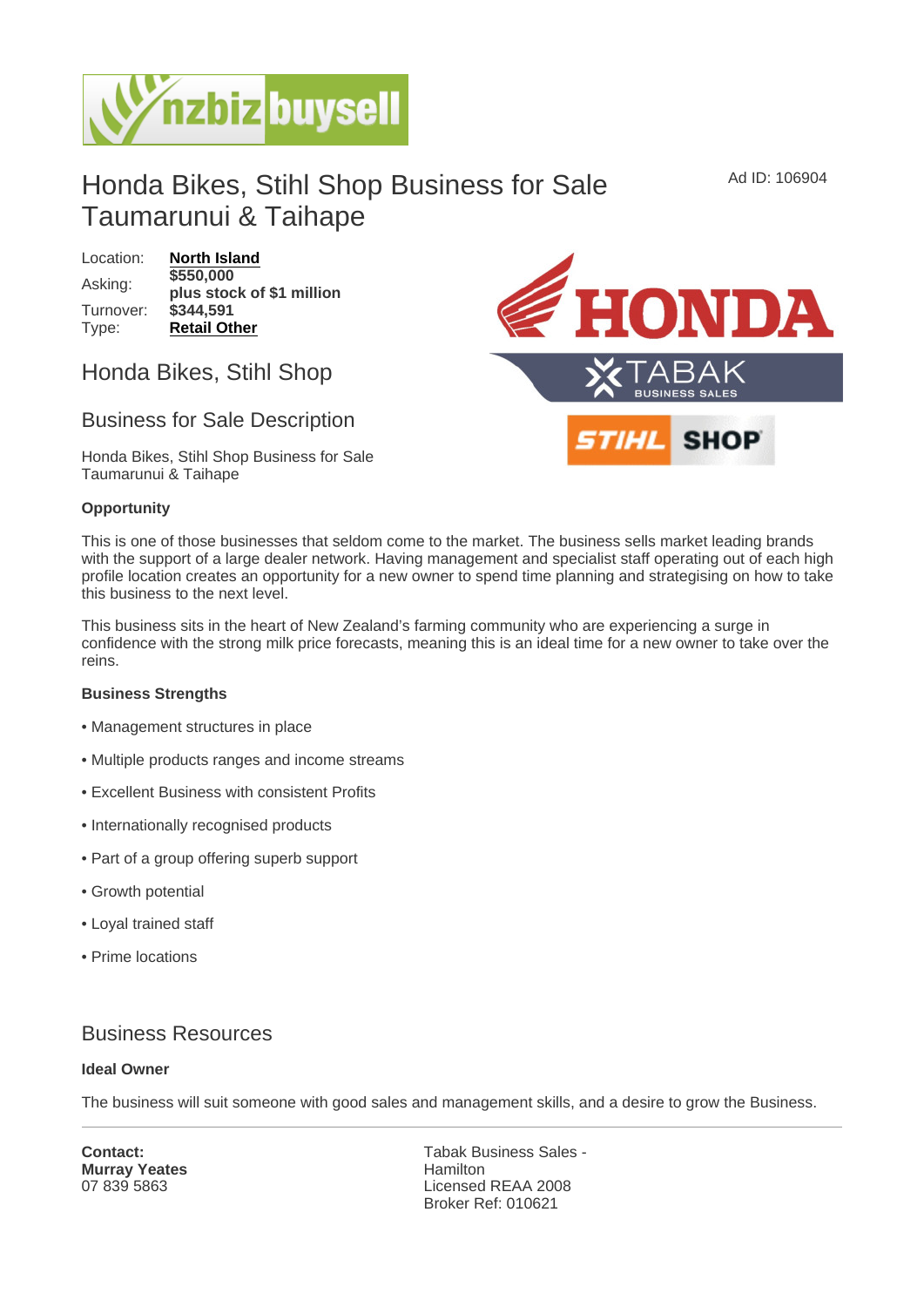# Honda Bikes, Stihl Shop Business for Sale Taumarunui & Taihape

Ad ID: 106904

| | |
|---|---|
| Location: | **North Island** |
| Asking: | **$550,000 plus stock of $1 million** |
| Turnover: | **$344,591** |
| Type: | **Retail Other** |

## Honda Bikes, Stihl Shop

## Business for Sale Description

Honda Bikes, Stihl Shop Business for Sale Taumarunui & Taihape

**Opportunity**

This is one of those businesses that seldom come to the market. The business sells market leading brands with the support of a large dealer network. Having management and specialist staff operating out of each high profile location creates an opportunity for a new owner to spend time planning and strategising on how to take this business to the next level.

This business sits in the heart of New Zealand's farming community who are experiencing a surge in confidence with the strong milk price forecasts, meaning this is an ideal time for a new owner to take over the reins.

**Business Strengths**

- Management structures in place
- Multiple products ranges and income streams
- Excellent Business with consistent Profits
- Internationally recognised products
- Part of a group offering superb support
- Growth potential
- Loyal trained staff
- Prime locations

## Business Resources

**Ideal Owner**

The business will suit someone with good sales and management skills, and a desire to grow the Business.

---

**Contact:**
**Murray Yeates**
07 839 5863

Tabak Business Sales - Hamilton
Licensed REAA 2008
Broker Ref: 010621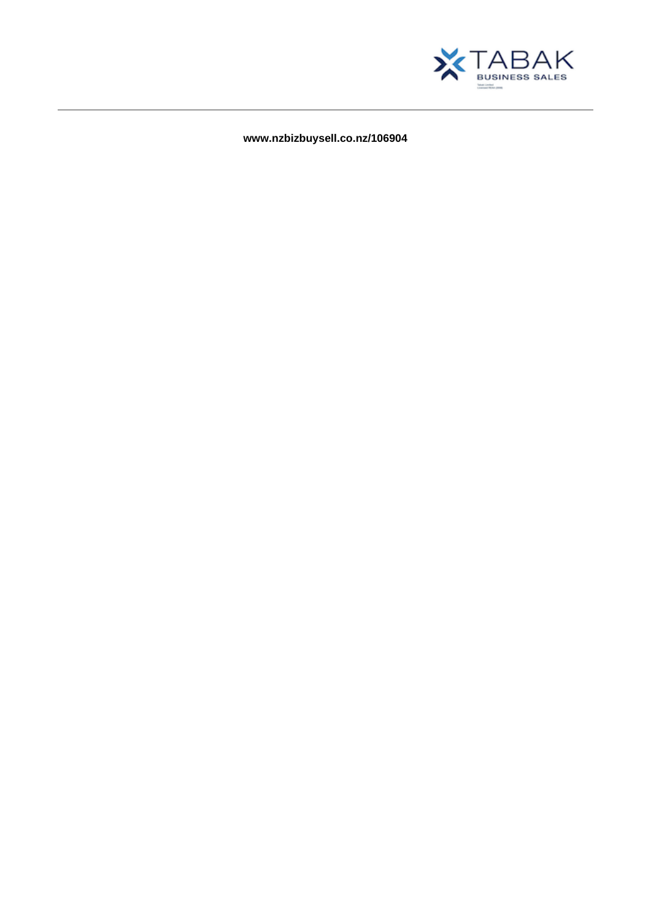www.nzbizbuysell.co.nz/106904